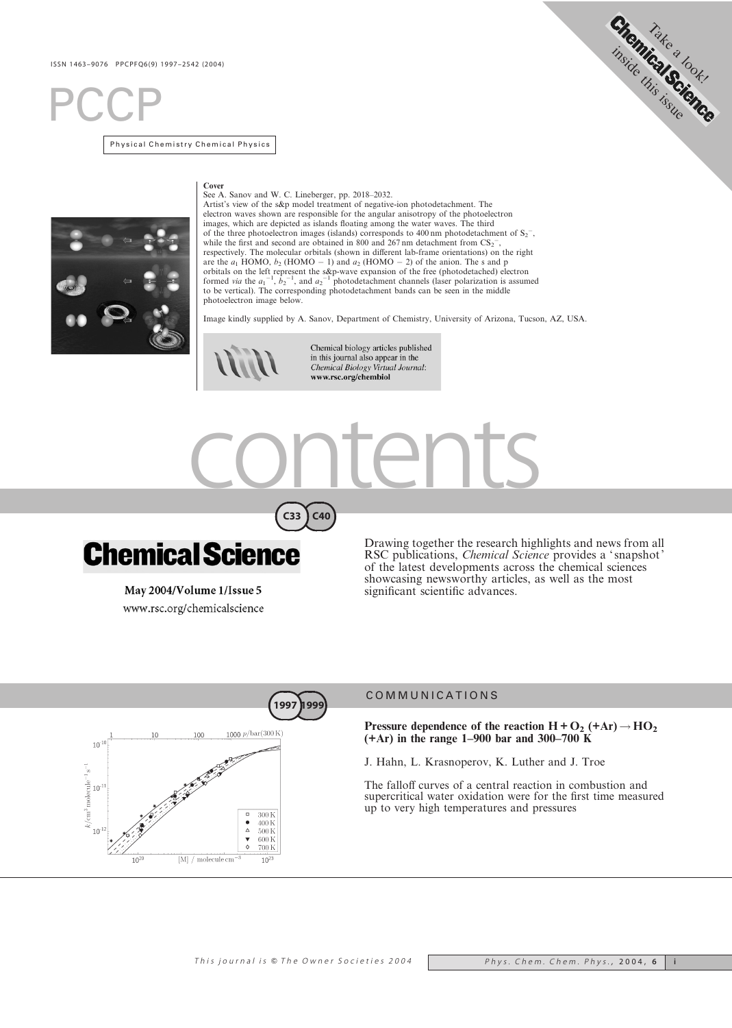ISSN 1463-9076 PPCPFQ6(9) 1997–2542 (2004)

# PCCP

Physical Chemistry Chemical Physics

Take a look! Chemical Science inside this issue

**Cover**

See A. Sanov and W. C. Lineberger, pp. 2018–2032.

Artist's view of the s&p model treatment of negative-ion photodetachment. The electron waves shown are responsible for the angular anisotropy of the photoelectron images, which are depicted as islands floating among the water waves. The third of the three photoelectron images (islands) corresponds to 400 nm photodetachment of $S_2^-$, while the first and second are obtained in 800 and 267 nm detachment from $CS_2^-$, respectively. The molecular orbitals (shown in different lab-frame orientations) on the right are the $a_1$ HOMO, $b_2$ (HOMO − 1) and $a_2$ (HOMO − 2) of the anion. The s and p orbitals on the left represent the s&p-wave expansion of the free (photodetached) electron formed *via* the $a_1^{-1}$, $b_2^{-1}$, and $a_2^{-1}$ photodetachment channels (laser polarization is assumed to be vertical). The corresponding photodetachment bands can be seen in the middle photoelectron image below.

Image kindly supplied by A. Sanov, Department of Chemistry, University of Arizona, Tucson, AZ, USA.

Chemical biology articles published in this journal also appear in the *Chemical Biology Virtual Journal*: **www.rsc.org/chembiol**

# contents

C33 C40

## Chemical Science

May 2004/Volume 1/Issue 5

www.rsc.org/chemicalscience

Drawing together the research highlights and news from all RSC publications, *Chemical Science* provides a 'snapshot' of the latest developments across the chemical sciences showcasing newsworthy articles, as well as the most significant scientific advances.

## COMMUNICATIONS

1997 1999

**Pressure dependence of the reaction $H + O_2$ (+Ar) → $HO_2$ (+Ar) in the range 1–900 bar and 300–700 K**

J. Hahn, L. Krasnoperov, K. Luther and J. Troe

The falloff curves of a central reaction in combustion and supercritical water oxidation were for the first time measured up to very high temperatures and pressures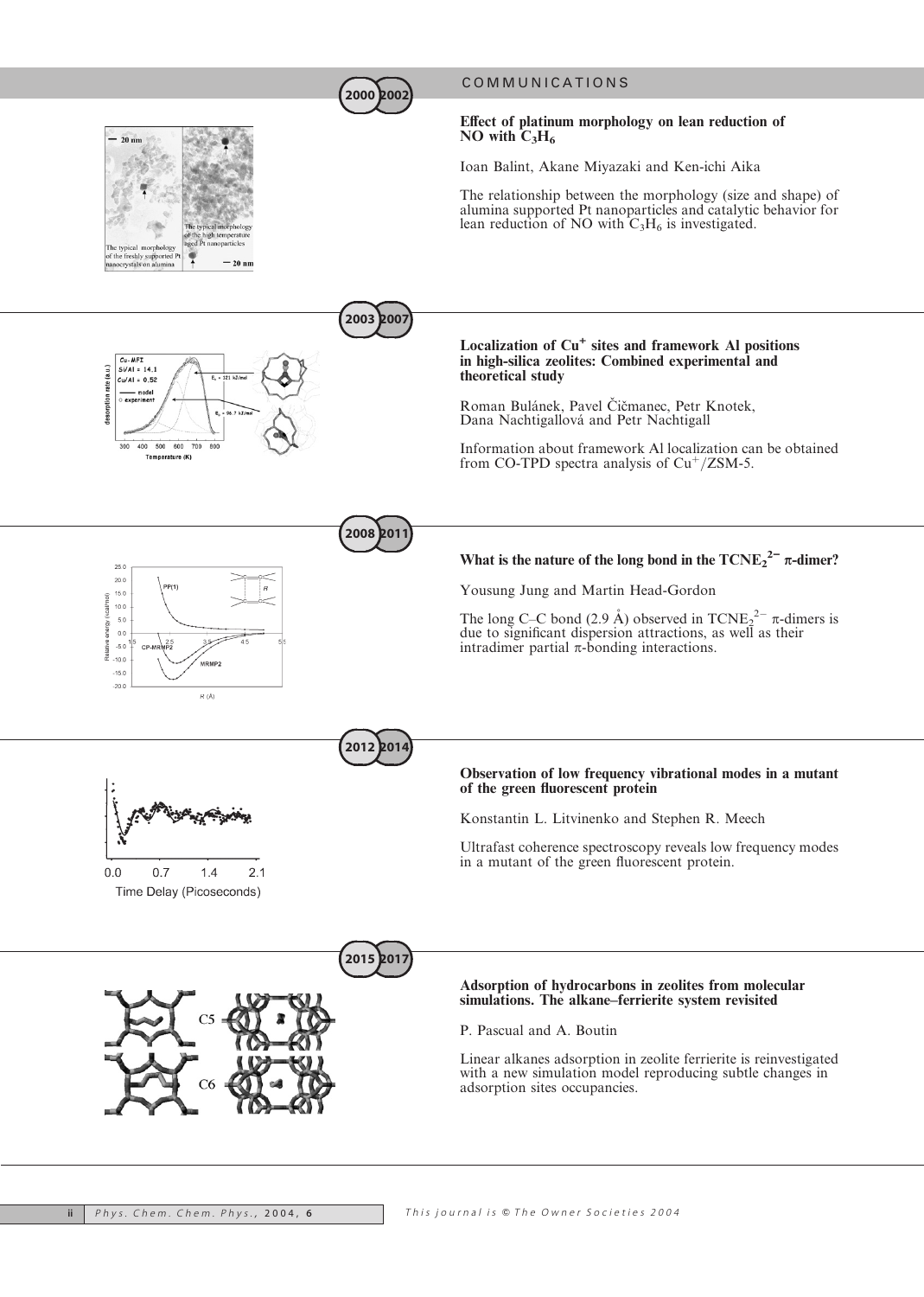## COMMUNICATIONS

2000–2002

### Effect of platinum morphology on lean reduction of NO with $C_3H_6$

Ioan Balint, Akane Miyazaki and Ken-ichi Aika

The relationship between the morphology (size and shape) of alumina supported Pt nanoparticles and catalytic behavior for lean reduction of NO with $C_3H_6$ is investigated.

2003–2007

### Localization of $Cu^+$ sites and framework Al positions in high-silica zeolites: Combined experimental and theoretical study

Roman Bulánek, Pavel Čičmanec, Petr Knotek, Dana Nachtigallová and Petr Nachtigall

Information about framework Al localization can be obtained from CO-TPD spectra analysis of $Cu^+$/ZSM-5.

2008–2011

### What is the nature of the long bond in the $TCNE_2^{2-}$ π-dimer?

Yousung Jung and Martin Head-Gordon

The long C–C bond (2.9 Å) observed in $TCNE_2^{2-}$ π-dimers is due to significant dispersion attractions, as well as their intradimer partial π-bonding interactions.

2012–2014

### Observation of low frequency vibrational modes in a mutant of the green fluorescent protein

Konstantin L. Litvinenko and Stephen R. Meech

Ultrafast coherence spectroscopy reveals low frequency modes in a mutant of the green fluorescent protein.

2015–2017

### Adsorption of hydrocarbons in zeolites from molecular simulations. The alkane–ferrierite system revisited

P. Pascual and A. Boutin

Linear alkanes adsorption in zeolite ferrierite is reinvestigated with a new simulation model reproducing subtle changes in adsorption sites occupancies.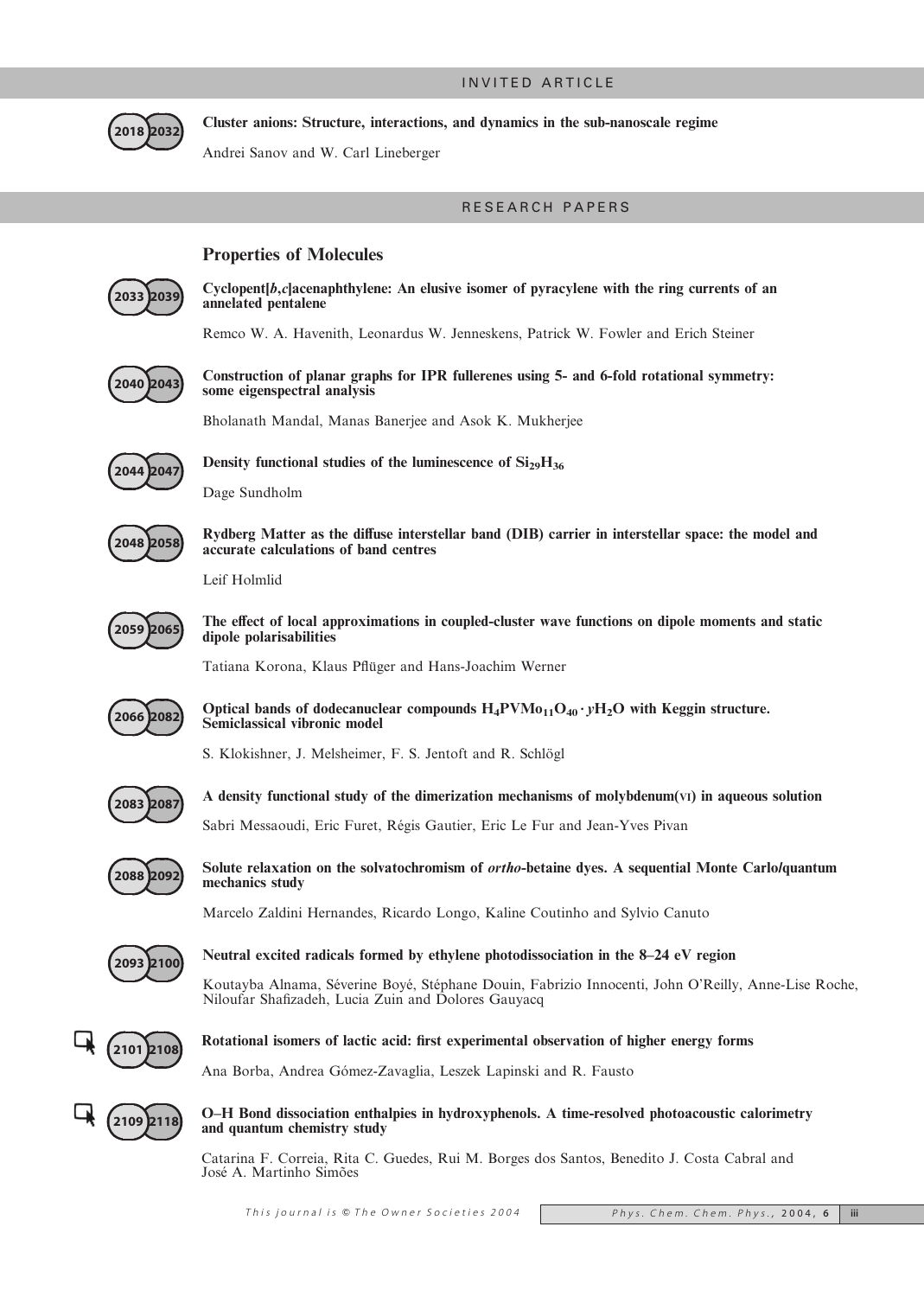## INVITED ARTICLE

2018–2032

**Cluster anions: Structure, interactions, and dynamics in the sub-nanoscale regime**

Andrei Sanov and W. Carl Lineberger

## RESEARCH PAPERS

### Properties of Molecules

2033–2039

**Cyclopent[*b*,*c*]acenaphthylene: An elusive isomer of pyracylene with the ring currents of an annelated pentalene**

Remco W. A. Havenith, Leonardus W. Jenneskens, Patrick W. Fowler and Erich Steiner

2040–2043

**Construction of planar graphs for IPR fullerenes using 5- and 6-fold rotational symmetry: some eigenspectral analysis**

Bholanath Mandal, Manas Banerjee and Asok K. Mukherjee

2044–2047

**Density functional studies of the luminescence of $Si_{29}H_{36}$**

Dage Sundholm

2048–2058

**Rydberg Matter as the diffuse interstellar band (DIB) carrier in interstellar space: the model and accurate calculations of band centres**

Leif Holmlid

2059–2065

**The effect of local approximations in coupled-cluster wave functions on dipole moments and static dipole polarisabilities**

Tatiana Korona, Klaus Pflüger and Hans-Joachim Werner

2066–2082

**Optical bands of dodecanuclear compounds $H_4PVMo_{11}O_{40} \cdot yH_2O$ with Keggin structure. Semiclassical vibronic model**

S. Klokishner, J. Melsheimer, F. S. Jentoft and R. Schlögl

2083–2087

**A density functional study of the dimerization mechanisms of molybdenum(VI) in aqueous solution**

Sabri Messaoudi, Eric Furet, Régis Gautier, Eric Le Fur and Jean-Yves Pivan

2088–2092

**Solute relaxation on the solvatochromism of *ortho*-betaine dyes. A sequential Monte Carlo/quantum mechanics study**

Marcelo Zaldini Hernandes, Ricardo Longo, Kaline Coutinho and Sylvio Canuto

2093–2100

**Neutral excited radicals formed by ethylene photodissociation in the 8–24 eV region**

Koutayba Alnama, Séverine Boyé, Stéphane Douin, Fabrizio Innocenti, John O'Reilly, Anne-Lise Roche, Niloufar Shafizadeh, Lucia Zuin and Dolores Gauyacq

2101–2108

**Rotational isomers of lactic acid: first experimental observation of higher energy forms**

Ana Borba, Andrea Gómez-Zavaglia, Leszek Lapinski and R. Fausto

2109–2118

**O–H Bond dissociation enthalpies in hydroxyphenols. A time-resolved photoacoustic calorimetry and quantum chemistry study**

Catarina F. Correia, Rita C. Guedes, Rui M. Borges dos Santos, Benedito J. Costa Cabral and José A. Martinho Simões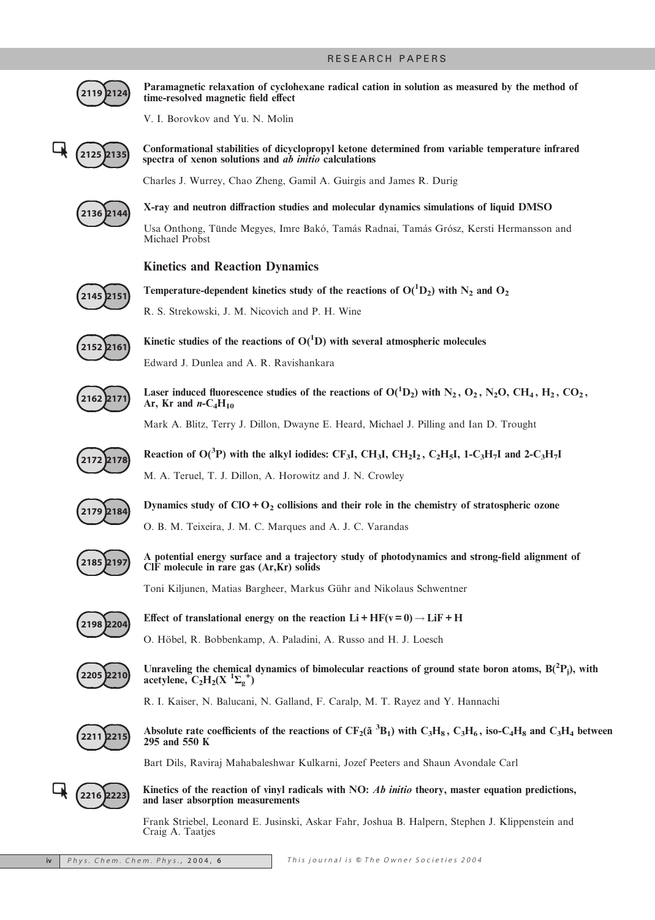## RESEARCH PAPERS

2119–2124

**Paramagnetic relaxation of cyclohexane radical cation in solution as measured by the method of time-resolved magnetic field effect**

V. I. Borovkov and Yu. N. Molin

2125–2135

**Conformational stabilities of dicyclopropyl ketone determined from variable temperature infrared spectra of xenon solutions and *ab initio* calculations**

Charles J. Wurrey, Chao Zheng, Gamil A. Guirgis and James R. Durig

2136–2144

**X-ray and neutron diffraction studies and molecular dynamics simulations of liquid DMSO**

Usa Onthong, Tünde Megyes, Imre Bakó, Tamás Radnai, Tamás Grósz, Kersti Hermansson and Michael Probst

### Kinetics and Reaction Dynamics

2145–2151

**Temperature-dependent kinetics study of the reactions of $O(^1D_2)$ with $N_2$ and $O_2$**

R. S. Strekowski, J. M. Nicovich and P. H. Wine

2152–2161

**Kinetic studies of the reactions of $O(^1D)$ with several atmospheric molecules**

Edward J. Dunlea and A. R. Ravishankara

2162–2171

**Laser induced fluorescence studies of the reactions of $O(^1D_2)$ with $N_2$, $O_2$, $N_2O$, $CH_4$, $H_2$, $CO_2$, Ar, Kr and $n$-$C_4H_{10}$**

Mark A. Blitz, Terry J. Dillon, Dwayne E. Heard, Michael J. Pilling and Ian D. Trought

2172–2178

**Reaction of $O(^3P)$ with the alkyl iodides: $CF_3I$, $CH_3I$, $CH_2I_2$, $C_2H_5I$, 1-$C_3H_7I$ and 2-$C_3H_7I$**

M. A. Teruel, T. J. Dillon, A. Horowitz and J. N. Crowley

2179–2184

**Dynamics study of $ClO + O_2$ collisions and their role in the chemistry of stratospheric ozone**

O. B. M. Teixeira, J. M. C. Marques and A. J. C. Varandas

2185–2197

**A potential energy surface and a trajectory study of photodynamics and strong-field alignment of ClF molecule in rare gas (Ar,Kr) solids**

Toni Kiljunen, Matias Bargheer, Markus Gühr and Nikolaus Schwentner

2198–2204

**Effect of translational energy on the reaction $Li + HF(v = 0) \rightarrow LiF + H$**

O. Höbel, R. Bobbenkamp, A. Paladini, A. Russo and H. J. Loesch

2205–2210

**Unraveling the chemical dynamics of bimolecular reactions of ground state boron atoms, $B(^2P_j)$, with acetylene, $C_2H_2(X\ ^1\Sigma_g^+)$**

R. I. Kaiser, N. Balucani, N. Galland, F. Caralp, M. T. Rayez and Y. Hannachi

2211–2215

**Absolute rate coefficients of the reactions of $CF_2(\tilde{a}\ ^3B_1)$ with $C_3H_8$, $C_3H_6$, iso-$C_4H_8$ and $C_3H_4$ between 295 and 550 K**

Bart Dils, Raviraj Mahabaleshwar Kulkarni, Jozef Peeters and Shaun Avondale Carl

2216–2223

**Kinetics of the reaction of vinyl radicals with NO: *Ab initio* theory, master equation predictions, and laser absorption measurements**

Frank Striebel, Leonard E. Jusinski, Askar Fahr, Joshua B. Halpern, Stephen J. Klippenstein and Craig A. Taatjes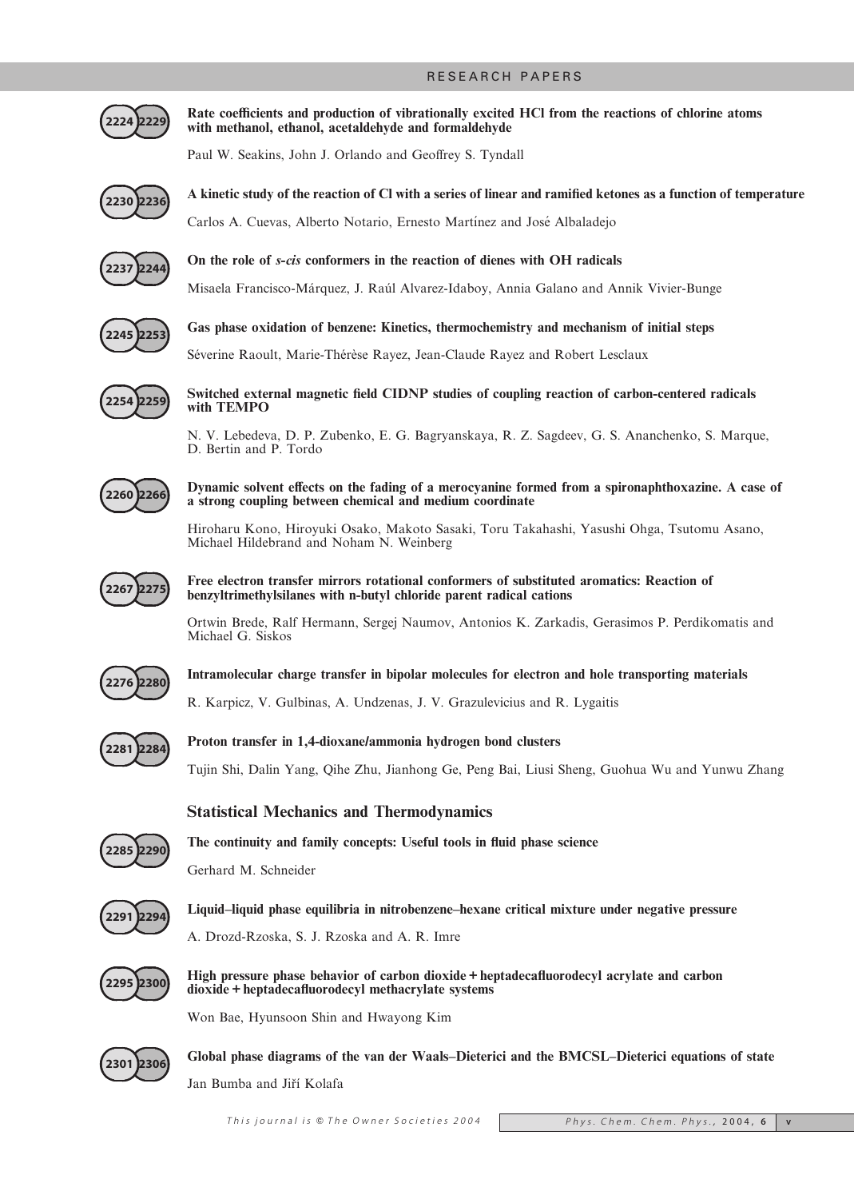## RESEARCH PAPERS

2224–2229

**Rate coefficients and production of vibrationally excited HCl from the reactions of chlorine atoms with methanol, ethanol, acetaldehyde and formaldehyde**

Paul W. Seakins, John J. Orlando and Geoffrey S. Tyndall

2230–2236

**A kinetic study of the reaction of Cl with a series of linear and ramified ketones as a function of temperature**

Carlos A. Cuevas, Alberto Notario, Ernesto Martínez and José Albaladejo

2237–2244

**On the role of *s-cis* conformers in the reaction of dienes with OH radicals**

Misaela Francisco-Márquez, J. Raúl Alvarez-Idaboy, Annia Galano and Annik Vivier-Bunge

2245–2253

**Gas phase oxidation of benzene: Kinetics, thermochemistry and mechanism of initial steps**

Séverine Raoult, Marie-Thérèse Rayez, Jean-Claude Rayez and Robert Lesclaux

2254–2259

**Switched external magnetic field CIDNP studies of coupling reaction of carbon-centered radicals with TEMPO**

N. V. Lebedeva, D. P. Zubenko, E. G. Bagryanskaya, R. Z. Sagdeev, G. S. Ananchenko, S. Marque, D. Bertin and P. Tordo

2260–2266

**Dynamic solvent effects on the fading of a merocyanine formed from a spironaphthoxazine. A case of a strong coupling between chemical and medium coordinate**

Hiroharu Kono, Hiroyuki Osako, Makoto Sasaki, Toru Takahashi, Yasushi Ohga, Tsutomu Asano, Michael Hildebrand and Noham N. Weinberg

2267–2275

**Free electron transfer mirrors rotational conformers of substituted aromatics: Reaction of benzyltrimethylsilanes with n-butyl chloride parent radical cations**

Ortwin Brede, Ralf Hermann, Sergej Naumov, Antonios K. Zarkadis, Gerasimos P. Perdikomatis and Michael G. Siskos

2276–2280

**Intramolecular charge transfer in bipolar molecules for electron and hole transporting materials**

R. Karpicz, V. Gulbinas, A. Undzenas, J. V. Grazulevicius and R. Lygaitis

2281–2284

**Proton transfer in 1,4-dioxane/ammonia hydrogen bond clusters**

Tujin Shi, Dalin Yang, Qihe Zhu, Jianhong Ge, Peng Bai, Liusi Sheng, Guohua Wu and Yunwu Zhang

### Statistical Mechanics and Thermodynamics

2285–2290

**The continuity and family concepts: Useful tools in fluid phase science**

Gerhard M. Schneider

2291–2294

**Liquid–liquid phase equilibria in nitrobenzene–hexane critical mixture under negative pressure**

A. Drozd-Rzoska, S. J. Rzoska and A. R. Imre

2295–2300

**High pressure phase behavior of carbon dioxide + heptadecafluorodecyl acrylate and carbon dioxide + heptadecafluorodecyl methacrylate systems**

Won Bae, Hyunsoon Shin and Hwayong Kim

2301–2306

**Global phase diagrams of the van der Waals–Dieterici and the BMCSL–Dieterici equations of state**

Jan Bumba and Jiří Kolafa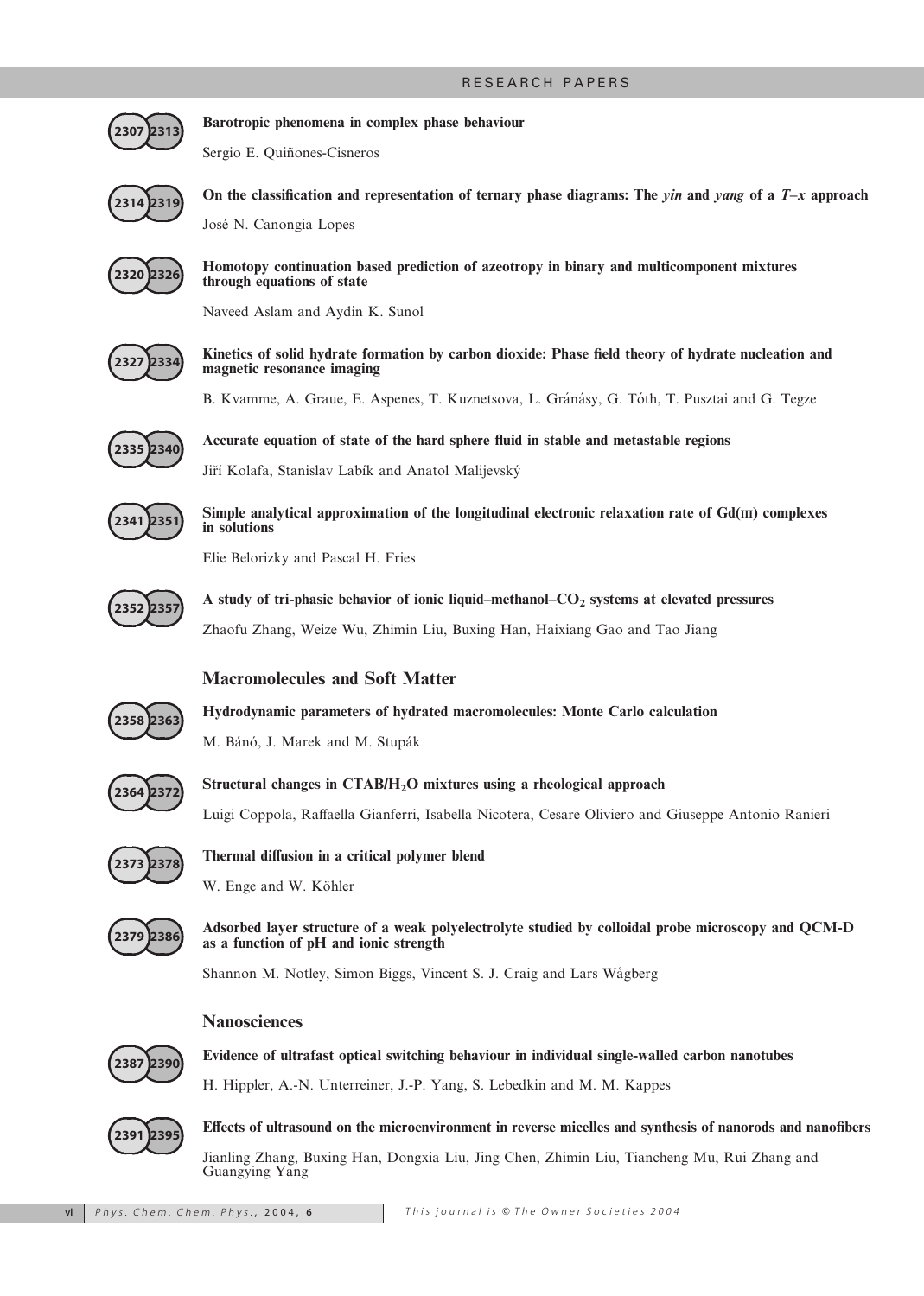## RESEARCH PAPERS

2307–2313

**Barotropic phenomena in complex phase behaviour**

Sergio E. Quiñones-Cisneros

2314–2319

**On the classification and representation of ternary phase diagrams: The *yin* and *yang* of a *T*–*x* approach**

José N. Canongia Lopes

2320–2326

**Homotopy continuation based prediction of azeotropy in binary and multicomponent mixtures through equations of state**

Naveed Aslam and Aydin K. Sunol

2327–2334

**Kinetics of solid hydrate formation by carbon dioxide: Phase field theory of hydrate nucleation and magnetic resonance imaging**

B. Kvamme, A. Graue, E. Aspenes, T. Kuznetsova, L. Gránásy, G. Tóth, T. Pusztai and G. Tegze

2335–2340

**Accurate equation of state of the hard sphere fluid in stable and metastable regions**

Jiří Kolafa, Stanislav Labík and Anatol Malijevský

2341–2351

**Simple analytical approximation of the longitudinal electronic relaxation rate of Gd(III) complexes in solutions**

Elie Belorizky and Pascal H. Fries

2352–2357

**A study of tri-phasic behavior of ionic liquid–methanol–$CO_2$ systems at elevated pressures**

Zhaofu Zhang, Weize Wu, Zhimin Liu, Buxing Han, Haixiang Gao and Tao Jiang

### Macromolecules and Soft Matter

2358–2363

**Hydrodynamic parameters of hydrated macromolecules: Monte Carlo calculation**

M. Bánó, J. Marek and M. Stupák

2364–2372

**Structural changes in CTAB/$H_2O$ mixtures using a rheological approach**

Luigi Coppola, Raffaella Gianferri, Isabella Nicotera, Cesare Oliviero and Giuseppe Antonio Ranieri

2373–2378

**Thermal diffusion in a critical polymer blend**

W. Enge and W. Köhler

2379–2386

**Adsorbed layer structure of a weak polyelectrolyte studied by colloidal probe microscopy and QCM-D as a function of pH and ionic strength**

Shannon M. Notley, Simon Biggs, Vincent S. J. Craig and Lars Wågberg

### Nanosciences

2387–2390

**Evidence of ultrafast optical switching behaviour in individual single-walled carbon nanotubes**

H. Hippler, A.-N. Unterreiner, J.-P. Yang, S. Lebedkin and M. M. Kappes

2391–2395

**Effects of ultrasound on the microenvironment in reverse micelles and synthesis of nanorods and nanofibers**

Jianling Zhang, Buxing Han, Dongxia Liu, Jing Chen, Zhimin Liu, Tiancheng Mu, Rui Zhang and Guangying Yang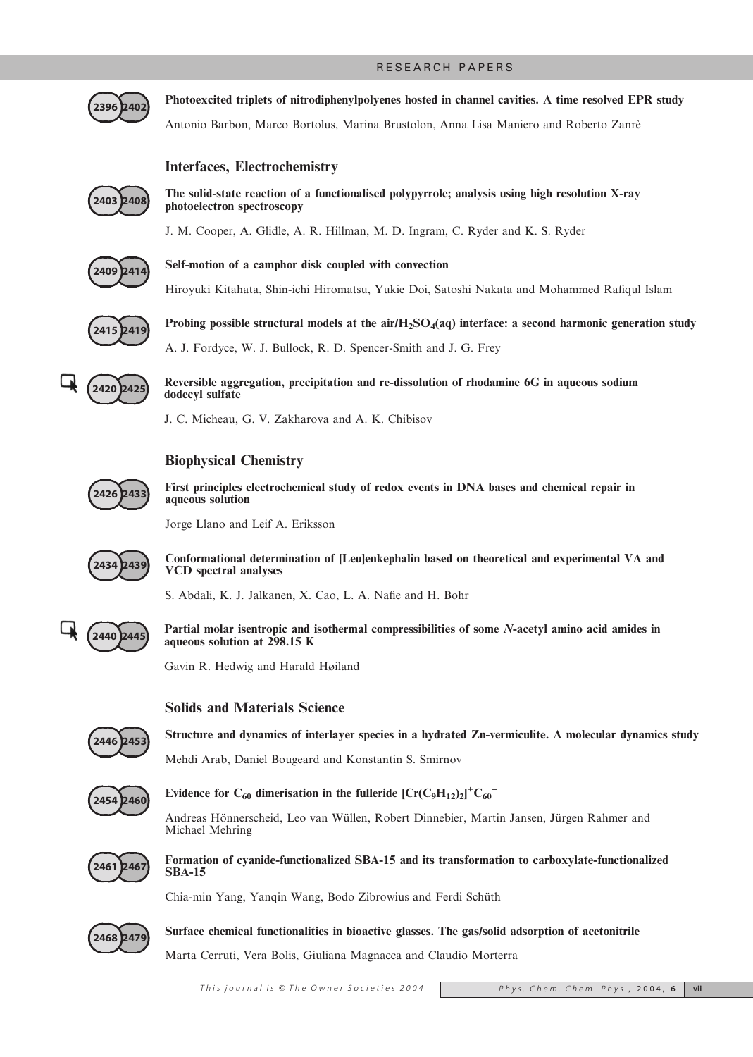# RESEARCH PAPERS

2396–2402

**Photoexcited triplets of nitrodiphenylpolyenes hosted in channel cavities. A time resolved EPR study**

Antonio Barbon, Marco Bortolus, Marina Brustolon, Anna Lisa Maniero and Roberto Zanrè

## Interfaces, Electrochemistry

2403–2408

**The solid-state reaction of a functionalised polypyrrole; analysis using high resolution X-ray photoelectron spectroscopy**

J. M. Cooper, A. Glidle, A. R. Hillman, M. D. Ingram, C. Ryder and K. S. Ryder

2409–2414

**Self-motion of a camphor disk coupled with convection**

Hiroyuki Kitahata, Shin-ichi Hiromatsu, Yukie Doi, Satoshi Nakata and Mohammed Rafiqul Islam

2415–2419

**Probing possible structural models at the air/$H_2SO_4$(aq) interface: a second harmonic generation study**

A. J. Fordyce, W. J. Bullock, R. D. Spencer-Smith and J. G. Frey

2420–2425

**Reversible aggregation, precipitation and re-dissolution of rhodamine 6G in aqueous sodium dodecyl sulfate**

J. C. Micheau, G. V. Zakharova and A. K. Chibisov

## Biophysical Chemistry

2426–2433

**First principles electrochemical study of redox events in DNA bases and chemical repair in aqueous solution**

Jorge Llano and Leif A. Eriksson

2434–2439

**Conformational determination of [Leu]enkephalin based on theoretical and experimental VA and VCD spectral analyses**

S. Abdali, K. J. Jalkanen, X. Cao, L. A. Nafie and H. Bohr

2440–2445

**Partial molar isentropic and isothermal compressibilities of some *N*-acetyl amino acid amides in aqueous solution at 298.15 K**

Gavin R. Hedwig and Harald Høiland

## Solids and Materials Science

2446–2453

**Structure and dynamics of interlayer species in a hydrated Zn-vermiculite. A molecular dynamics study**

Mehdi Arab, Daniel Bougeard and Konstantin S. Smirnov

2454–2460

**Evidence for $C_{60}$ dimerisation in the fulleride $[Cr(C_9H_{12})_2]^+C_{60}^-$**

Andreas Hönnerscheid, Leo van Wüllen, Robert Dinnebier, Martin Jansen, Jürgen Rahmer and Michael Mehring

2461–2467

**Formation of cyanide-functionalized SBA-15 and its transformation to carboxylate-functionalized SBA-15**

Chia-min Yang, Yanqin Wang, Bodo Zibrowius and Ferdi Schüth

2468–2479

**Surface chemical functionalities in bioactive glasses. The gas/solid adsorption of acetonitrile**

Marta Cerruti, Vera Bolis, Giuliana Magnacca and Claudio Morterra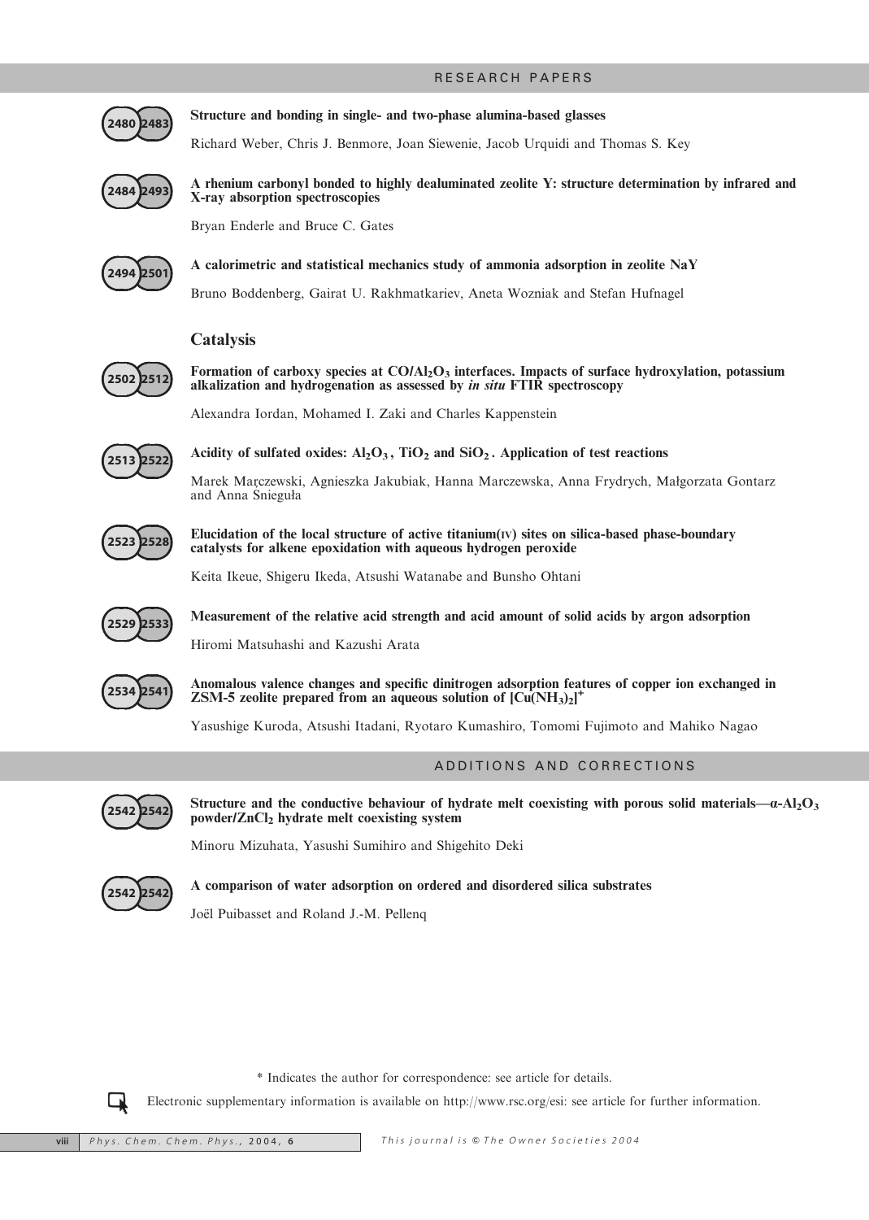## RESEARCH PAPERS

**2480–2483**

**Structure and bonding in single- and two-phase alumina-based glasses**

Richard Weber, Chris J. Benmore, Joan Siewenie, Jacob Urquidi and Thomas S. Key

**2484–2493**

**A rhenium carbonyl bonded to highly dealuminated zeolite Y: structure determination by infrared and X-ray absorption spectroscopies**

Bryan Enderle and Bruce C. Gates

**2494–2501**

**A calorimetric and statistical mechanics study of ammonia adsorption in zeolite NaY**

Bruno Boddenberg, Gairat U. Rakhmatkariev, Aneta Wozniak and Stefan Hufnagel

### Catalysis

**2502–2512**

**Formation of carboxy species at $CO/Al_2O_3$ interfaces. Impacts of surface hydroxylation, potassium alkalization and hydrogenation as assessed by *in situ* FTIR spectroscopy**

Alexandra Iordan, Mohamed I. Zaki and Charles Kappenstein

**2513–2522**

**Acidity of sulfated oxides: $Al_2O_3$, $TiO_2$ and $SiO_2$. Application of test reactions**

Marek Marczewski, Agnieszka Jakubiak, Hanna Marczewska, Anna Frydrych, Małgorzata Gontarz and Anna Śnieguła

**2523–2528**

**Elucidation of the local structure of active titanium(IV) sites on silica-based phase-boundary catalysts for alkene epoxidation with aqueous hydrogen peroxide**

Keita Ikeue, Shigeru Ikeda, Atsushi Watanabe and Bunsho Ohtani

**2529–2533**

**Measurement of the relative acid strength and acid amount of solid acids by argon adsorption**

Hiromi Matsuhashi and Kazushi Arata

**2534–2541**

**Anomalous valence changes and specific dinitrogen adsorption features of copper ion exchanged in ZSM-5 zeolite prepared from an aqueous solution of $[Cu(NH_3)_2]^+$**

Yasushige Kuroda, Atsushi Itadani, Ryotaro Kumashiro, Tomomi Fujimoto and Mahiko Nagao

## ADDITIONS AND CORRECTIONS

**2542–2542**

**Structure and the conductive behaviour of hydrate melt coexisting with porous solid materials—$\alpha$-$Al_2O_3$ powder/$ZnCl_2$ hydrate melt coexisting system**

Minoru Mizuhata, Yasushi Sumihiro and Shigehito Deki

**2542–2542**

**A comparison of water adsorption on ordered and disordered silica substrates**

Joël Puibasset and Roland J.-M. Pellenq

\* Indicates the author for correspondence: see article for details.

Electronic supplementary information is available on http://www.rsc.org/esi: see article for further information.